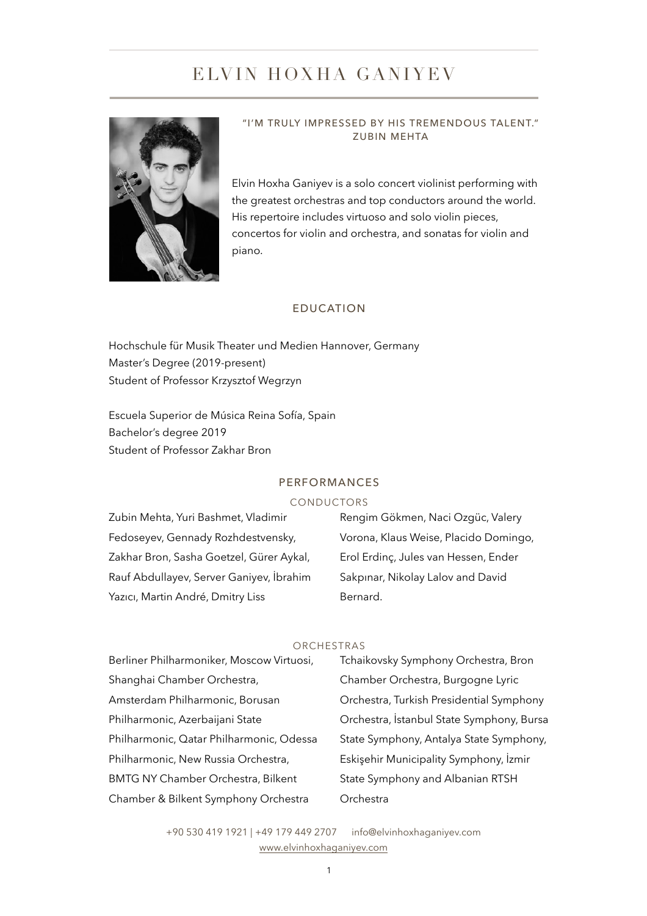# ELVIN HOXHA GANIYEV

"I'M TRULY IMPRESSED BY HIS TREMENDOUS TALENT."
ZUBIN MEHTA

Elvin Hoxha Ganiyev is a solo concert violinist performing with the greatest orchestras and top conductors around the world. His repertoire includes virtuoso and solo violin pieces, concertos for violin and orchestra, and sonatas for violin and piano.

## EDUCATION

Hochschule für Musik Theater und Medien Hannover, Germany
Master's Degree (2019-present)
Student of Professor Krzysztof Wegrzyn

Escuela Superior de Música Reina Sofía, Spain
Bachelor's degree 2019
Student of Professor Zakhar Bron

## PERFORMANCES

### CONDUCTORS

Zubin Mehta, Yuri Bashmet, Vladimir Fedoseyev, Gennady Rozhdestvensky, Zakhar Bron, Sasha Goetzel, Gürer Aykal, Rauf Abdullayev, Server Ganiyev, İbrahim Yazıcı, Martin André, Dmitry Liss Rengim Gökmen, Naci Ozgüc, Valery Vorona, Klaus Weise, Placido Domingo, Erol Erdinç, Jules van Hessen, Ender Sakpınar, Nikolay Lalov and David Bernard.

### ORCHESTRAS

Berliner Philharmoniker, Moscow Virtuosi, Shanghai Chamber Orchestra, Amsterdam Philharmonic, Borusan Philharmonic, Azerbaijani State Philharmonic, Qatar Philharmonic, Odessa Philharmonic, New Russia Orchestra, BMTG NY Chamber Orchestra, Bilkent Chamber & Bilkent Symphony Orchestra Tchaikovsky Symphony Orchestra, Bron Chamber Orchestra, Burgogne Lyric Orchestra, Turkish Presidential Symphony Orchestra, İstanbul State Symphony, Bursa State Symphony, Antalya State Symphony, Eskişehir Municipality Symphony, İzmir State Symphony and Albanian RTSH Orchestra

+90 530 419 1921 | +49 179 449 2707 info@elvinhoxhaganiyev.com
www.elvinhoxhaganiyev.com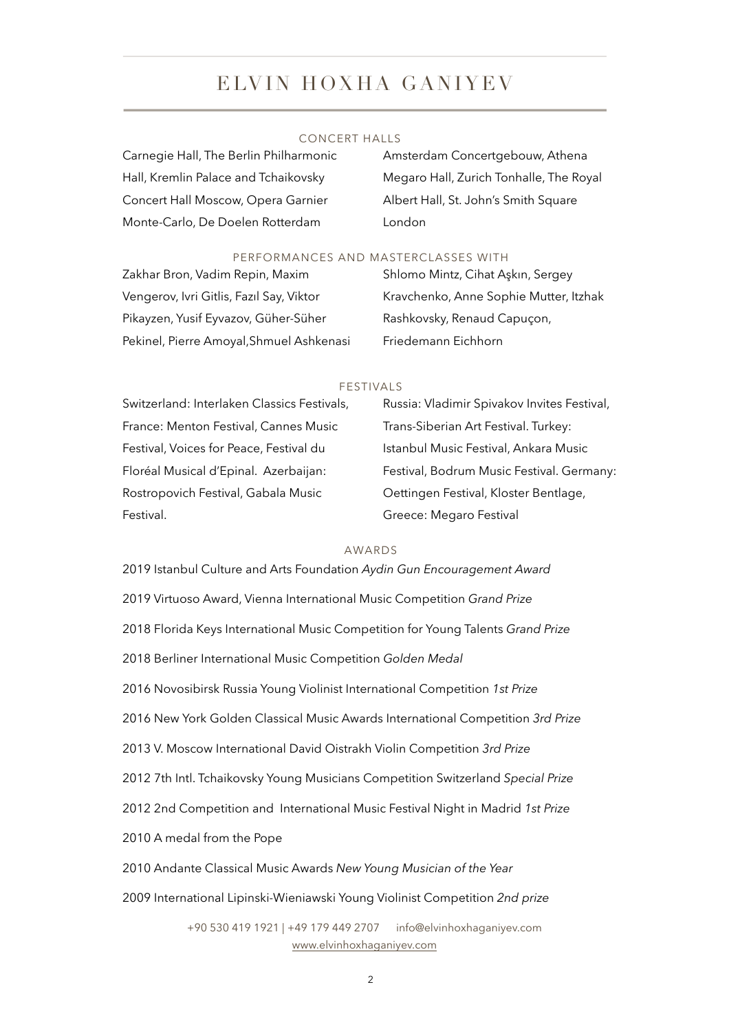# ELVIN HOXHA GANIYEV

## CONCERT HALLS

Carnegie Hall, The Berlin Philharmonic Hall, Kremlin Palace and Tchaikovsky Concert Hall Moscow, Opera Garnier Monte-Carlo, De Doelen Rotterdam Amsterdam Concertgebouw, Athena Megaro Hall, Zurich Tonhalle, The Royal Albert Hall, St. John's Smith Square London

## PERFORMANCES AND MASTERCLASSES WITH

Zakhar Bron, Vadim Repin, Maxim Vengerov, Ivri Gitlis, Fazıl Say, Viktor Pikayzen, Yusif Eyvazov, Güher-Süher Pekinel, Pierre Amoyal,Shmuel Ashkenasi Shlomo Mintz, Cihat Aşkın, Sergey Kravchenko, Anne Sophie Mutter, Itzhak Rashkovsky, Renaud Capuçon, Friedemann Eichhorn

## FESTIVALS

Switzerland: Interlaken Classics Festivals, France: Menton Festival, Cannes Music Festival, Voices for Peace, Festival du Floréal Musical d'Epinal. Azerbaijan: Rostropovich Festival, Gabala Music Festival. Russia: Vladimir Spivakov Invites Festival, Trans-Siberian Art Festival. Turkey: Istanbul Music Festival, Ankara Music Festival, Bodrum Music Festival. Germany: Oettingen Festival, Kloster Bentlage, Greece: Megaro Festival

## AWARDS

2019 Istanbul Culture and Arts Foundation *Aydin Gun Encouragement Award*

2019 Virtuoso Award, Vienna International Music Competition *Grand Prize*

2018 Florida Keys International Music Competition for Young Talents *Grand Prize*

2018 Berliner International Music Competition *Golden Medal*

2016 Novosibirsk Russia Young Violinist International Competition *1st Prize*

2016 New York Golden Classical Music Awards International Competition *3rd Prize*

2013 V. Moscow International David Oistrakh Violin Competition *3rd Prize*

2012 7th Intl. Tchaikovsky Young Musicians Competition Switzerland *Special Prize*

2012 2nd Competition and International Music Festival Night in Madrid *1st Prize*

2010 A medal from the Pope

2010 Andante Classical Music Awards *New Young Musician of the Year*

2009 International Lipinski-Wieniawski Young Violinist Competition *2nd prize*

+90 530 419 1921 | +49 179 449 2707 info@elvinhoxhaganiyev.com
www.elvinhoxhaganiyev.com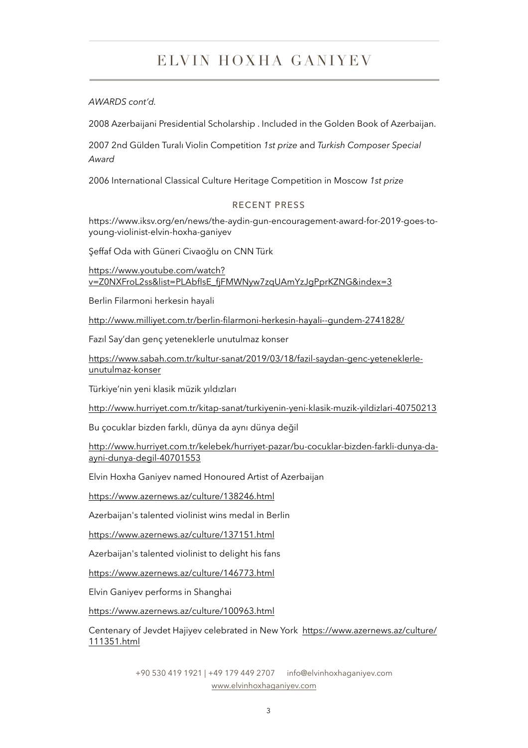*AWARDS cont'd.*

2008 Azerbaijani Presidential Scholarship . Included in the Golden Book of Azerbaijan.

2007 2nd Gülden Turalı Violin Competition *1st prize* and *Turkish Composer Special Award*

2006 International Classical Culture Heritage Competition in Moscow *1st prize*

## RECENT PRESS

https://www.iksv.org/en/news/the-aydin-gun-encouragement-award-for-2019-goes-to-young-violinist-elvin-hoxha-ganiyev

Şeffaf Oda with Güneri Civaoğlu on CNN Türk

https://www.youtube.com/watch?v=Z0NXFroL2ss&list=PLAbflsE_fjFMWNyw7zqUAmYzJgPprKZNG&index=3

Berlin Filarmoni herkesin hayali

http://www.milliyet.com.tr/berlin-filarmoni-herkesin-hayali--gundem-2741828/

Fazıl Say'dan genç yeteneklerle unutulmaz konser

https://www.sabah.com.tr/kultur-sanat/2019/03/18/fazil-saydan-genc-yeteneklerle-unutulmaz-konser

Türkiye'nin yeni klasik müzik yıldızları

http://www.hurriyet.com.tr/kitap-sanat/turkiyenin-yeni-klasik-muzik-yildizlari-40750213

Bu çocuklar bizden farklı, dünya da aynı dünya değil

http://www.hurriyet.com.tr/kelebek/hurriyet-pazar/bu-cocuklar-bizden-farkli-dunya-da-ayni-dunya-degil-40701553

Elvin Hoxha Ganiyev named Honoured Artist of Azerbaijan

https://www.azernews.az/culture/138246.html

Azerbaijan's talented violinist wins medal in Berlin

https://www.azernews.az/culture/137151.html

Azerbaijan's talented violinist to delight his fans

https://www.azernews.az/culture/146773.html

Elvin Ganiyev performs in Shanghai

https://www.azernews.az/culture/100963.html

Centenary of Jevdet Hajiyev celebrated in New York https://www.azernews.az/culture/111351.html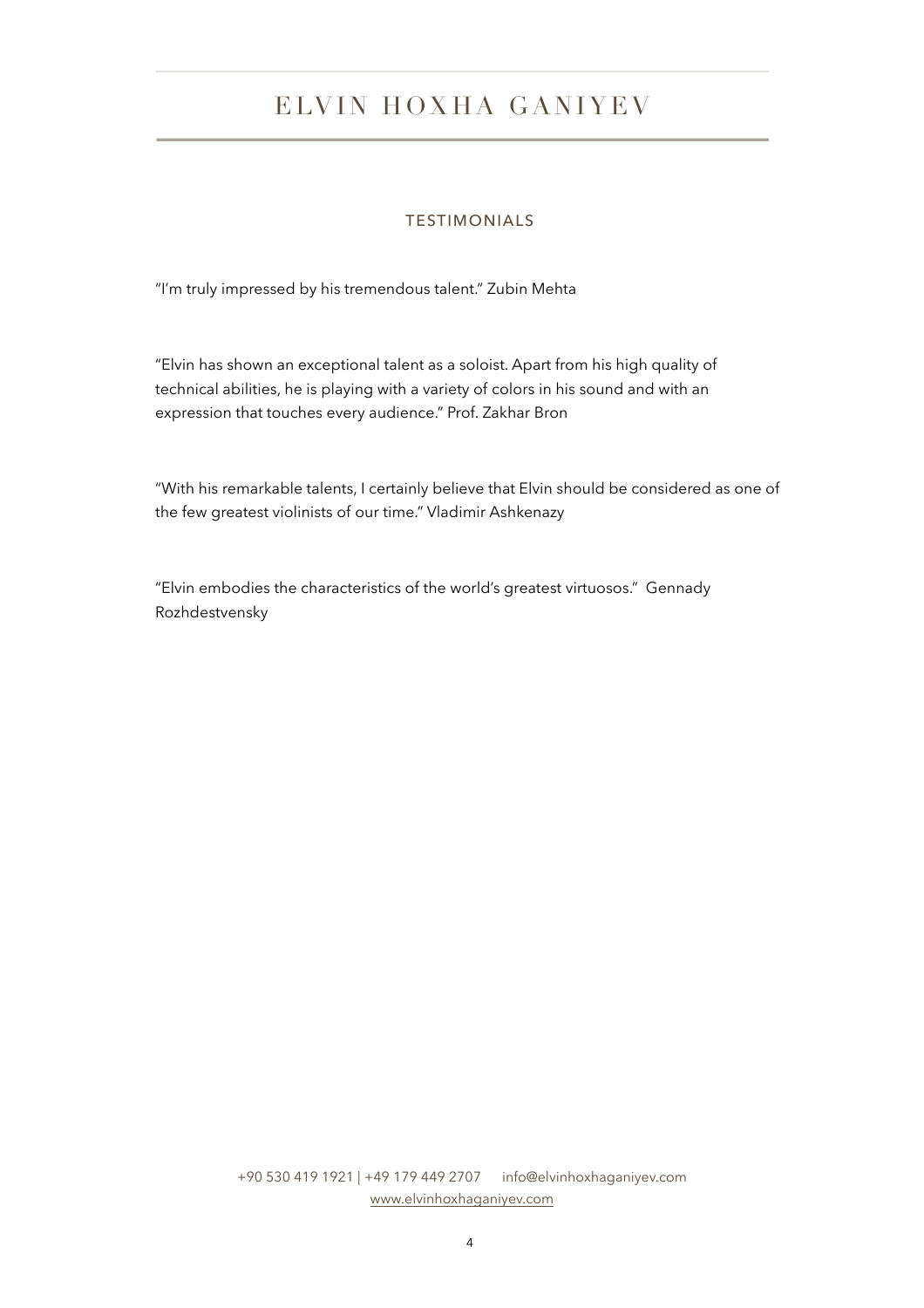## TESTIMONIALS

"I'm truly impressed by his tremendous talent." Zubin Mehta

"Elvin has shown an exceptional talent as a soloist. Apart from his high quality of technical abilities, he is playing with a variety of colors in his sound and with an expression that touches every audience." Prof. Zakhar Bron

"With his remarkable talents, I certainly believe that Elvin should be considered as one of the few greatest violinists of our time." Vladimir Ashkenazy

"Elvin embodies the characteristics of the world's greatest virtuosos." Gennady Rozhdestvensky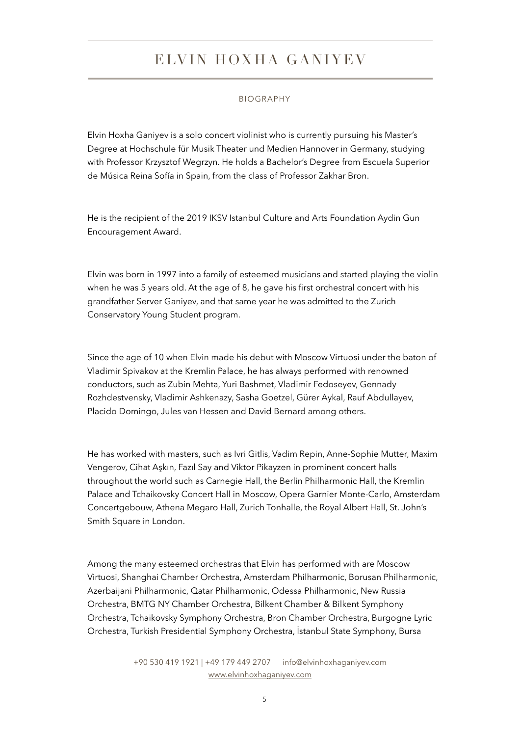# ELVIN HOXHA GANIYEV

## BIOGRAPHY

Elvin Hoxha Ganiyev is a solo concert violinist who is currently pursuing his Master's Degree at Hochschule für Musik Theater und Medien Hannover in Germany, studying with Professor Krzysztof Wegrzyn. He holds a Bachelor's Degree from Escuela Superior de Música Reina Sofía in Spain, from the class of Professor Zakhar Bron.

He is the recipient of the 2019 IKSV Istanbul Culture and Arts Foundation Aydin Gun Encouragement Award.

Elvin was born in 1997 into a family of esteemed musicians and started playing the violin when he was 5 years old. At the age of 8, he gave his first orchestral concert with his grandfather Server Ganiyev, and that same year he was admitted to the Zurich Conservatory Young Student program.

Since the age of 10 when Elvin made his debut with Moscow Virtuosi under the baton of Vladimir Spivakov at the Kremlin Palace, he has always performed with renowned conductors, such as Zubin Mehta, Yuri Bashmet, Vladimir Fedoseyev, Gennady Rozhdestvensky, Vladimir Ashkenazy, Sasha Goetzel, Gürer Aykal, Rauf Abdullayev, Placido Domingo, Jules van Hessen and David Bernard among others.

He has worked with masters, such as Ivri Gitlis, Vadim Repin, Anne-Sophie Mutter, Maxim Vengerov, Cihat Aşkın, Fazıl Say and Viktor Pikayzen in prominent concert halls throughout the world such as Carnegie Hall, the Berlin Philharmonic Hall, the Kremlin Palace and Tchaikovsky Concert Hall in Moscow, Opera Garnier Monte-Carlo, Amsterdam Concertgebouw, Athena Megaro Hall, Zurich Tonhalle, the Royal Albert Hall, St. John's Smith Square in London.

Among the many esteemed orchestras that Elvin has performed with are Moscow Virtuosi, Shanghai Chamber Orchestra, Amsterdam Philharmonic, Borusan Philharmonic, Azerbaijani Philharmonic, Qatar Philharmonic, Odessa Philharmonic, New Russia Orchestra, BMTG NY Chamber Orchestra, Bilkent Chamber & Bilkent Symphony Orchestra, Tchaikovsky Symphony Orchestra, Bron Chamber Orchestra, Burgogne Lyric Orchestra, Turkish Presidential Symphony Orchestra, İstanbul State Symphony, Bursa

+90 530 419 1921 | +49 179 449 2707 info@elvinhoxhaganiyev.com
www.elvinhoxhaganiyev.com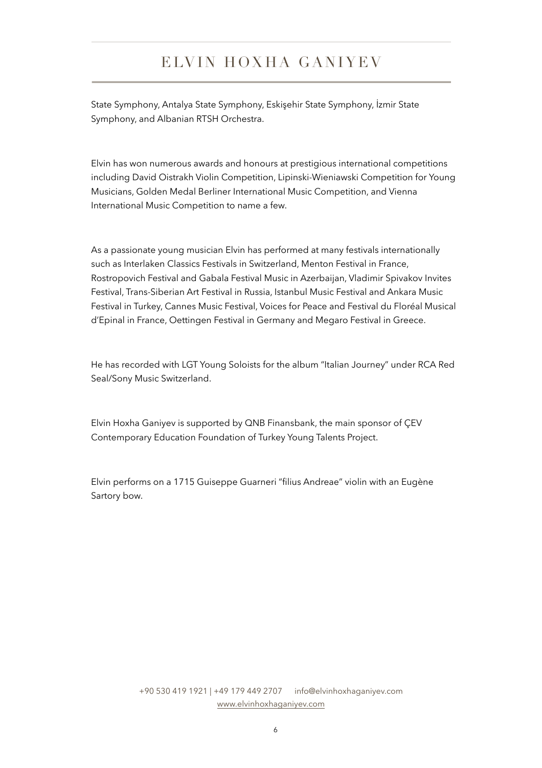State Symphony, Antalya State Symphony, Eskişehir State Symphony, İzmir State Symphony, and Albanian RTSH Orchestra.

Elvin has won numerous awards and honours at prestigious international competitions including David Oistrakh Violin Competition, Lipinski-Wieniawski Competition for Young Musicians, Golden Medal Berliner International Music Competition, and Vienna International Music Competition to name a few.

As a passionate young musician Elvin has performed at many festivals internationally such as Interlaken Classics Festivals in Switzerland, Menton Festival in France, Rostropovich Festival and Gabala Festival Music in Azerbaijan, Vladimir Spivakov Invites Festival, Trans-Siberian Art Festival in Russia, Istanbul Music Festival and Ankara Music Festival in Turkey, Cannes Music Festival, Voices for Peace and Festival du Floréal Musical d'Epinal in France, Oettingen Festival in Germany and Megaro Festival in Greece.

He has recorded with LGT Young Soloists for the album "Italian Journey" under RCA Red Seal/Sony Music Switzerland.

Elvin Hoxha Ganiyev is supported by QNB Finansbank, the main sponsor of ÇEV Contemporary Education Foundation of Turkey Young Talents Project.

Elvin performs on a 1715 Guiseppe Guarneri "filius Andreae" violin with an Eugène Sartory bow.

+90 530 419 1921 | +49 179 449 2707 info@elvinhoxhaganiyev.com
www.elvinhoxhaganiyev.com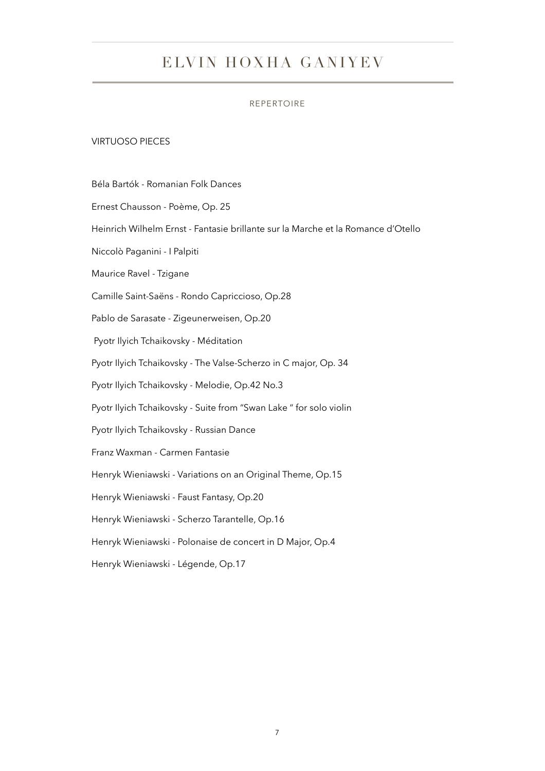# ELVIN HOXHA GANIYEV

## REPERTOIRE

### VIRTUOSO PIECES

Béla Bartók - Romanian Folk Dances

Ernest Chausson - Poème, Op. 25

Heinrich Wilhelm Ernst - Fantasie brillante sur la Marche et la Romance d'Otello

Niccolò Paganini - I Palpiti

Maurice Ravel - Tzigane

Camille Saint-Saëns - Rondo Capriccioso, Op.28

Pablo de Sarasate - Zigeunerweisen, Op.20

Pyotr Ilyich Tchaikovsky - Méditation

Pyotr Ilyich Tchaikovsky - The Valse-Scherzo in C major, Op. 34

Pyotr Ilyich Tchaikovsky - Melodie, Op.42 No.3

Pyotr Ilyich Tchaikovsky - Suite from "Swan Lake " for solo violin

Pyotr Ilyich Tchaikovsky - Russian Dance

Franz Waxman - Carmen Fantasie

Henryk Wieniawski - Variations on an Original Theme, Op.15

Henryk Wieniawski - Faust Fantasy, Op.20

Henryk Wieniawski - Scherzo Tarantelle, Op.16

Henryk Wieniawski - Polonaise de concert in D Major, Op.4

Henryk Wieniawski - Légende, Op.17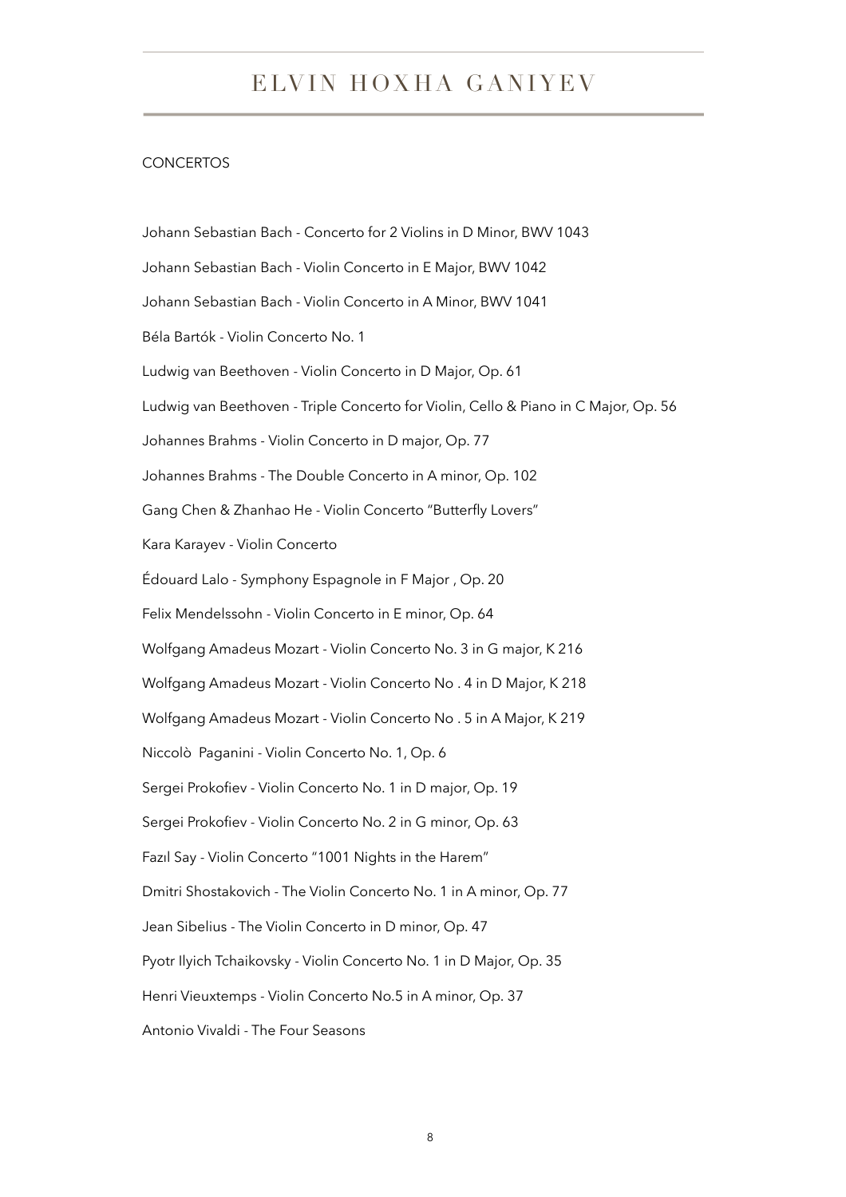# ELVIN HOXHA GANIYEV

## CONCERTOS

Johann Sebastian Bach - Concerto for 2 Violins in D Minor, BWV 1043

Johann Sebastian Bach - Violin Concerto in E Major, BWV 1042

Johann Sebastian Bach - Violin Concerto in A Minor, BWV 1041

Béla Bartók - Violin Concerto No. 1

Ludwig van Beethoven - Violin Concerto in D Major, Op. 61

Ludwig van Beethoven - Triple Concerto for Violin, Cello & Piano in C Major, Op. 56

Johannes Brahms - Violin Concerto in D major, Op. 77

Johannes Brahms - The Double Concerto in A minor, Op. 102

Gang Chen & Zhanhao He - Violin Concerto "Butterfly Lovers"

Kara Karayev - Violin Concerto

Édouard Lalo - Symphony Espagnole in F Major , Op. 20

Felix Mendelssohn - Violin Concerto in E minor, Op. 64

Wolfgang Amadeus Mozart - Violin Concerto No. 3 in G major, K 216

Wolfgang Amadeus Mozart - Violin Concerto No . 4 in D Major, K 218

Wolfgang Amadeus Mozart - Violin Concerto No . 5 in A Major, K 219

Niccolò Paganini - Violin Concerto No. 1, Op. 6

Sergei Prokofiev - Violin Concerto No. 1 in D major, Op. 19

Sergei Prokofiev - Violin Concerto No. 2 in G minor, Op. 63

Fazıl Say - Violin Concerto "1001 Nights in the Harem"

Dmitri Shostakovich - The Violin Concerto No. 1 in A minor, Op. 77

Jean Sibelius - The Violin Concerto in D minor, Op. 47

Pyotr Ilyich Tchaikovsky - Violin Concerto No. 1 in D Major, Op. 35

Henri Vieuxtemps - Violin Concerto No.5 in A minor, Op. 37

Antonio Vivaldi - The Four Seasons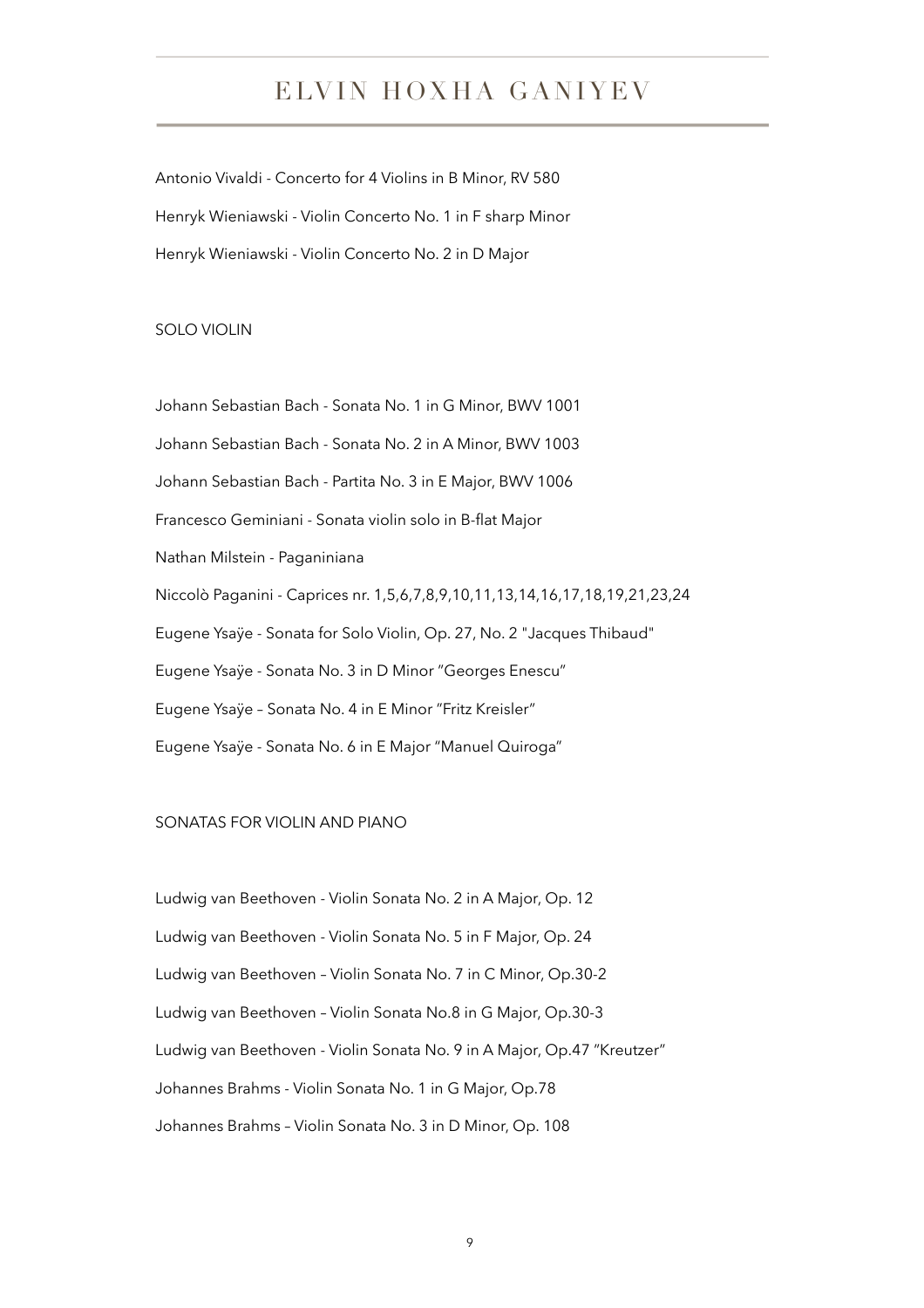Antonio Vivaldi - Concerto for 4 Violins in B Minor, RV 580

Henryk Wieniawski - Violin Concerto No. 1 in F sharp Minor

Henryk Wieniawski - Violin Concerto No. 2 in D Major

## SOLO VIOLIN

Johann Sebastian Bach - Sonata No. 1 in G Minor, BWV 1001

Johann Sebastian Bach - Sonata No. 2 in A Minor, BWV 1003

Johann Sebastian Bach - Partita No. 3 in E Major, BWV 1006

Francesco Geminiani - Sonata violin solo in B-flat Major

Nathan Milstein - Paganiniana

Niccolò Paganini - Caprices nr. 1,5,6,7,8,9,10,11,13,14,16,17,18,19,21,23,24

Eugene Ysaÿe - Sonata for Solo Violin, Op. 27, No. 2 "Jacques Thibaud"

Eugene Ysaÿe - Sonata No. 3 in D Minor "Georges Enescu"

Eugene Ysaÿe – Sonata No. 4 in E Minor "Fritz Kreisler"

Eugene Ysaÿe - Sonata No. 6 in E Major "Manuel Quiroga"

## SONATAS FOR VIOLIN AND PIANO

Ludwig van Beethoven - Violin Sonata No. 2 in A Major, Op. 12

Ludwig van Beethoven - Violin Sonata No. 5 in F Major, Op. 24

Ludwig van Beethoven – Violin Sonata No. 7 in C Minor, Op.30-2

Ludwig van Beethoven – Violin Sonata No.8 in G Major, Op.30-3

Ludwig van Beethoven - Violin Sonata No. 9 in A Major, Op.47 "Kreutzer"

Johannes Brahms - Violin Sonata No. 1 in G Major, Op.78

Johannes Brahms – Violin Sonata No. 3 in D Minor, Op. 108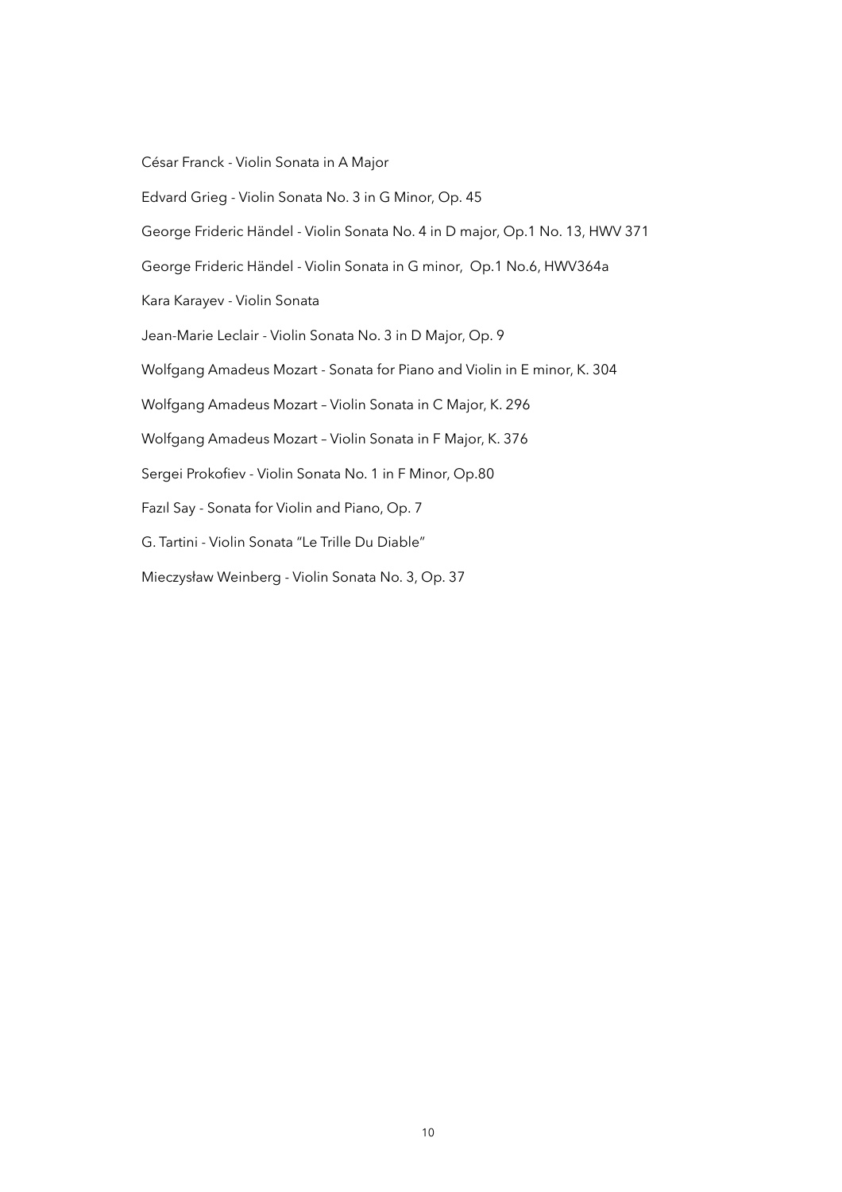César Franck - Violin Sonata in A Major

Edvard Grieg - Violin Sonata No. 3 in G Minor, Op. 45

George Frideric Händel - Violin Sonata No. 4 in D major, Op.1 No. 13, HWV 371

George Frideric Händel - Violin Sonata in G minor,  Op.1 No.6, HWV364a

Kara Karayev - Violin Sonata

Jean-Marie Leclair - Violin Sonata No. 3 in D Major, Op. 9

Wolfgang Amadeus Mozart - Sonata for Piano and Violin in E minor, K. 304

Wolfgang Amadeus Mozart – Violin Sonata in C Major, K. 296

Wolfgang Amadeus Mozart – Violin Sonata in F Major, K. 376

Sergei Prokofiev - Violin Sonata No. 1 in F Minor, Op.80

Fazıl Say - Sonata for Violin and Piano, Op. 7

G. Tartini - Violin Sonata "Le Trille Du Diable"

Mieczysław Weinberg - Violin Sonata No. 3, Op. 37